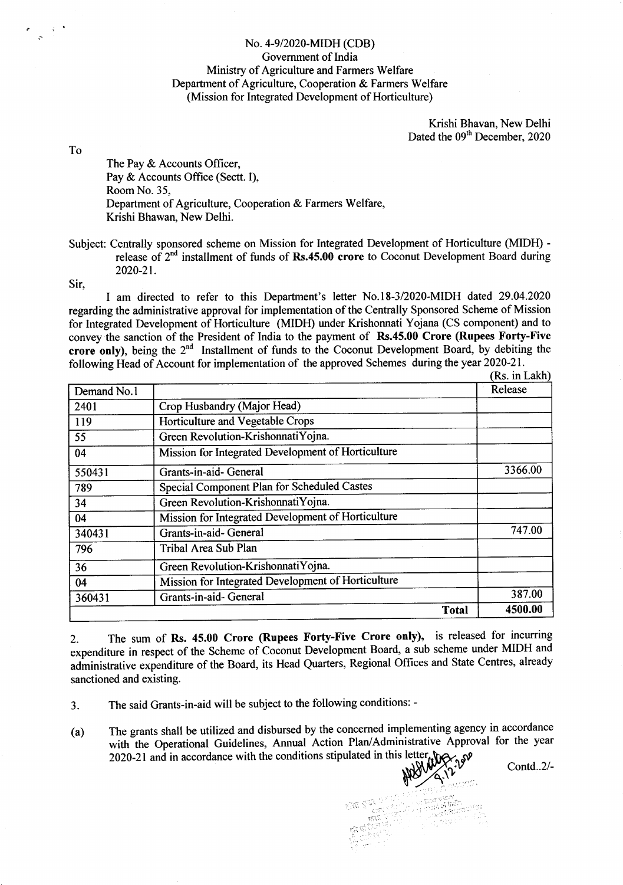No. 4-9/2020-MIDH (CDB)
Government of India
Ministry of Agriculture and Farmers Welfare
Department of Agriculture, Cooperation & Farmers Welfare
(Mission for Integrated Development of Horticulture)

Krishi Bhavan, New Delhi
Dated the 09th December, 2020

To

The Pay & Accounts Officer,
Pay & Accounts Office (Sectt. I),
Room No. 35,
Department of Agriculture, Cooperation & Farmers Welfare,
Krishi Bhawan, New Delhi.

Subject: Centrally sponsored scheme on Mission for Integrated Development of Horticulture (MIDH) - release of 2nd installment of funds of **Rs.45.00 crore** to Coconut Development Board during 2020-21.

Sir,

I am directed to refer to this Department's letter No.18-3/2020-MIDH dated 29.04.2020 regarding the administrative approval for implementation of the Centrally Sponsored Scheme of Mission for Integrated Development of Horticulture (MIDH) under Krishonnati Yojana (CS component) and to convey the sanction of the President of India to the payment of **Rs.45.00 Crore (Rupees Forty-Five crore only)**, being the 2nd Installment of funds to the Coconut Development Board, by debiting the following Head of Account for implementation of the approved Schemes during the year 2020-21.

(Rs. in Lakh)

| Demand No.1 | | Release |
|---|---|---|
| 2401 | Crop Husbandry (Major Head) | |
| 119 | Horticulture and Vegetable Crops | |
| 55 | Green Revolution-KrishonnatiYojna. | |
| 04 | Mission for Integrated Development of Horticulture | |
| 550431 | Grants-in-aid- General | 3366.00 |
| 789 | Special Component Plan for Scheduled Castes | |
| 34 | Green Revolution-KrishonnatiYojna. | |
| 04 | Mission for Integrated Development of Horticulture | |
| 340431 | Grants-in-aid- General | 747.00 |
| 796 | Tribal Area Sub Plan | |
| 36 | Green Revolution-KrishonnatiYojna. | |
| 04 | Mission for Integrated Development of Horticulture | |
| 360431 | Grants-in-aid- General | 387.00 |
| | **Total** | **4500.00** |

2. The sum of **Rs. 45.00 Crore (Rupees Forty-Five Crore only),** is released for incurring expenditure in respect of the Scheme of Coconut Development Board, a sub scheme under MIDH and administrative expenditure of the Board, its Head Quarters, Regional Offices and State Centres, already sanctioned and existing.

3. The said Grants-in-aid will be subject to the following conditions: -

(a) The grants shall be utilized and disbursed by the concerned implementing agency in accordance with the Operational Guidelines, Annual Action Plan/Administrative Approval for the year 2020-21 and in accordance with the conditions stipulated in this letter.

Contd..2/-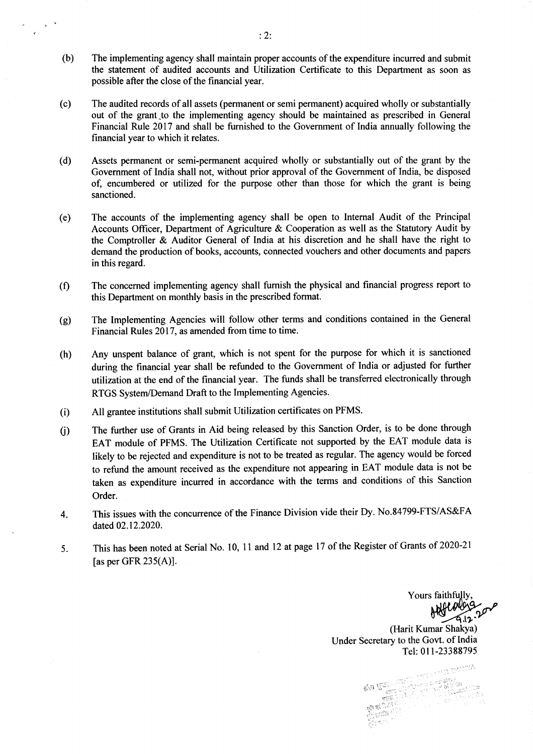(b) The implementing agency shall maintain proper accounts of the expenditure incurred and submit the statement of audited accounts and Utilization Certificate to this Department as soon as possible after the close of the financial year.

(c) The audited records of all assets (permanent or semi permanent) acquired wholly or substantially out of the grant to the implementing agency should be maintained as prescribed in General Financial Rule 2017 and shall be furnished to the Government of India annually following the financial year to which it relates.

(d) Assets permanent or semi-permanent acquired wholly or substantially out of the grant by the Government of India shall not, without prior approval of the Government of India, be disposed of, encumbered or utilized for the purpose other than those for which the grant is being sanctioned.

(e) The accounts of the implementing agency shall be open to Internal Audit of the Principal Accounts Officer, Department of Agriculture & Cooperation as well as the Statutory Audit by the Comptroller & Auditor General of India at his discretion and he shall have the right to demand the production of books, accounts, connected vouchers and other documents and papers in this regard.

(f) The concerned implementing agency shall furnish the physical and financial progress report to this Department on monthly basis in the prescribed format.

(g) The Implementing Agencies will follow other terms and conditions contained in the General Financial Rules 2017, as amended from time to time.

(h) Any unspent balance of grant, which is not spent for the purpose for which it is sanctioned during the financial year shall be refunded to the Government of India or adjusted for further utilization at the end of the financial year. The funds shall be transferred electronically through RTGS System/Demand Draft to the Implementing Agencies.

(i) All grantee institutions shall submit Utilization certificates on PFMS.

(j) The further use of Grants in Aid being released by this Sanction Order, is to be done through EAT module of PFMS. The Utilization Certificate not supported by the EAT module data is likely to be rejected and expenditure is not to be treated as regular. The agency would be forced to refund the amount received as the expenditure not appearing in EAT module data is not be taken as expenditure incurred in accordance with the terms and conditions of this Sanction Order.

4. This issues with the concurrence of the Finance Division vide their Dy. No.84799-FTS/AS&FA dated 02.12.2020.

5. This has been noted at Serial No. 10, 11 and 12 at page 17 of the Register of Grants of 2020-21 [as per GFR 235(A)].

Yours faithfully,

9.12.2020

(Harit Kumar Shakya)
Under Secretary to the Govt. of India
Tel: 011-23388795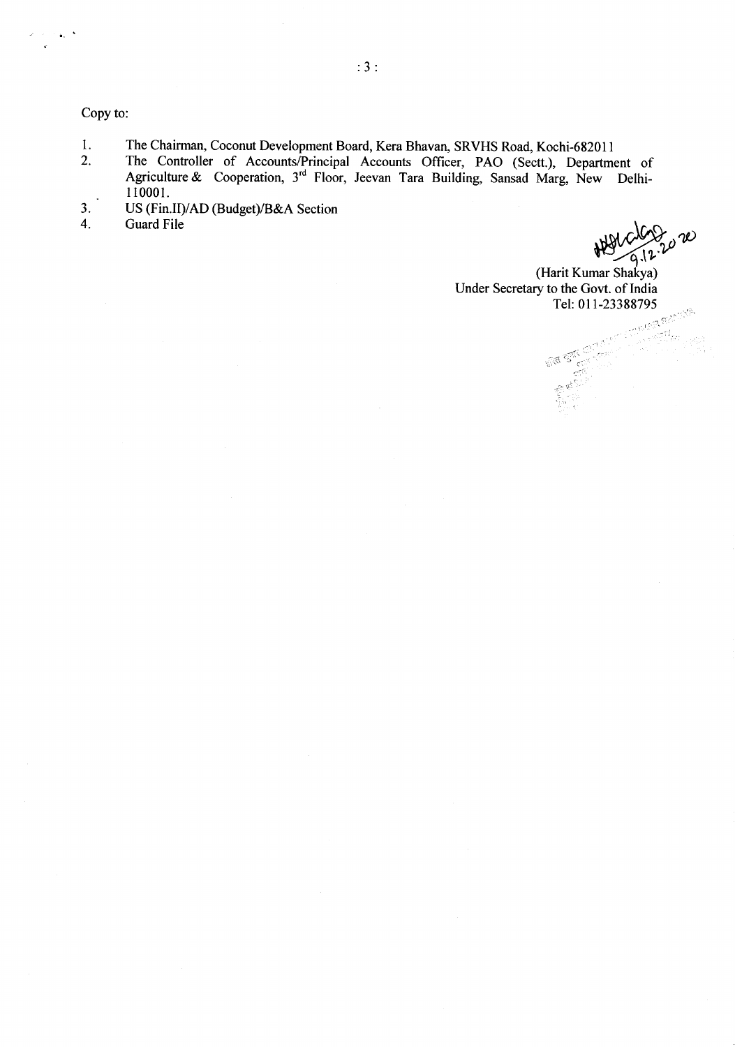Copy to:

1. The Chairman, Coconut Development Board, Kera Bhavan, SRVHS Road, Kochi-682011
2. The Controller of Accounts/Principal Accounts Officer, PAO (Sectt.), Department of Agriculture & Cooperation, 3rd Floor, Jeevan Tara Building, Sansad Marg, New Delhi-110001.
3. US (Fin.II)/AD (Budget)/B&A Section
4. Guard File

9.12.2020

(Harit Kumar Shakya)
Under Secretary to the Govt. of India
Tel: 011-23388795